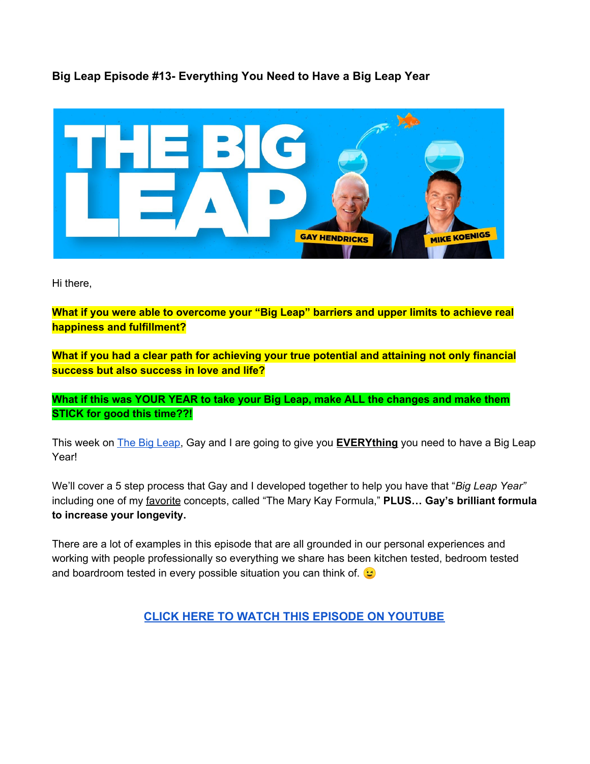**Big Leap Episode #13- Everything You Need to Have a Big Leap Year**

Hi there,

**What if you were able to overcome your "Big Leap" barriers and upper limits to achieve real happiness and fulfillment?**

**What if you had a clear path for achieving your true potential and attaining not only financial success but also success in love and life?**

**What if this was YOUR YEAR to take your Big Leap, make ALL the changes and make them STICK for good this time??!**

This week on The Big Leap, Gay and I are going to give you **EVERYthing** you need to have a Big Leap Year!

We'll cover a 5 step process that Gay and I developed together to help you have that "*Big Leap Year*" including one of my favorite concepts, called "The Mary Kay Formula," **PLUS… Gay's brilliant formula to increase your longevity.**

There are a lot of examples in this episode that are all grounded in our personal experiences and working with people professionally so everything we share has been kitchen tested, bedroom tested and boardroom tested in every possible situation you can think of. 😉

**CLICK HERE TO WATCH THIS EPISODE ON YOUTUBE**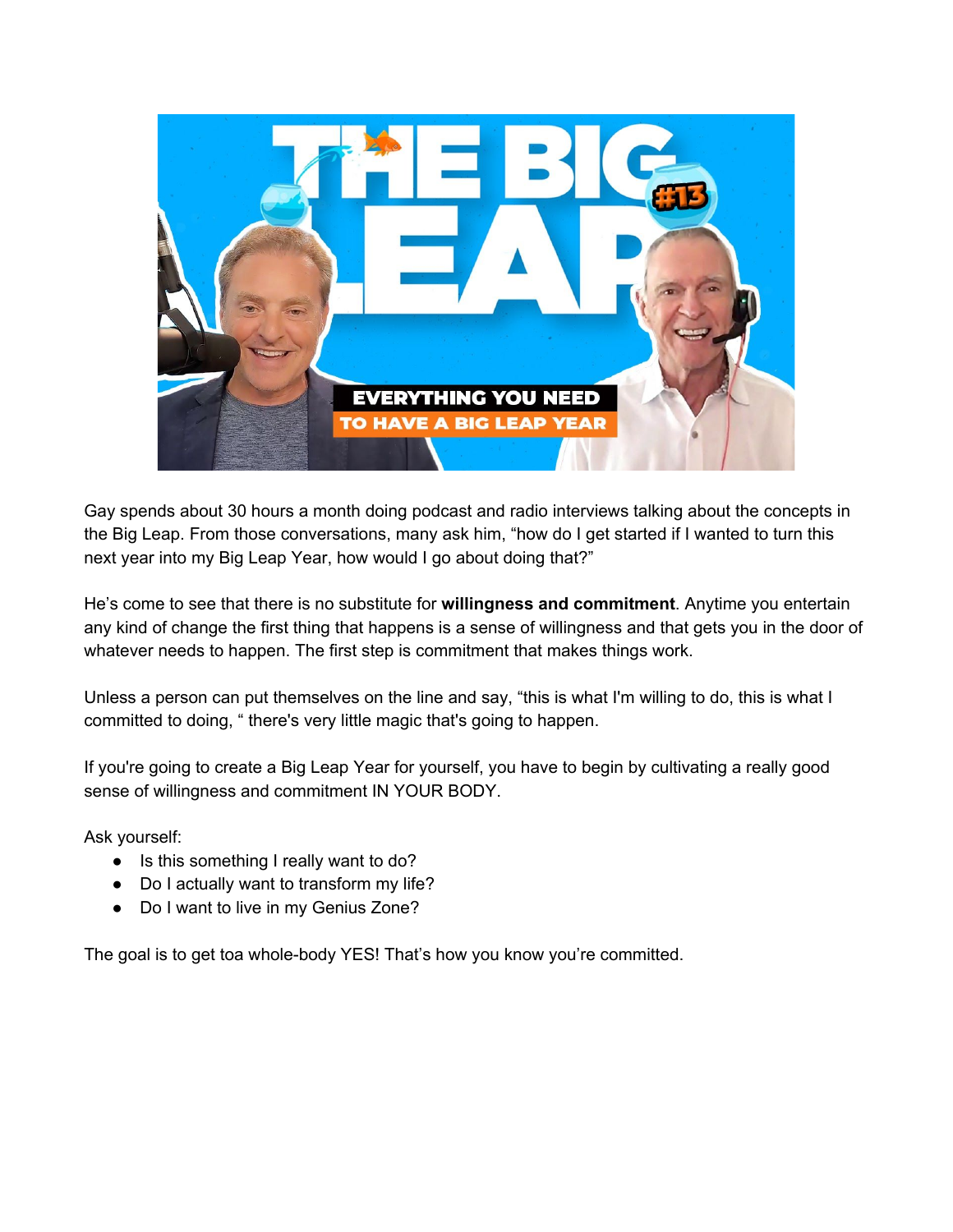Gay spends about 30 hours a month doing podcast and radio interviews talking about the concepts in the Big Leap. From those conversations, many ask him, "how do I get started if I wanted to turn this next year into my Big Leap Year, how would I go about doing that?"

He's come to see that there is no substitute for **willingness and commitment**. Anytime you entertain any kind of change the first thing that happens is a sense of willingness and that gets you in the door of whatever needs to happen. The first step is commitment that makes things work.

Unless a person can put themselves on the line and say, "this is what I'm willing to do, this is what I committed to doing, " there's very little magic that's going to happen.

If you're going to create a Big Leap Year for yourself, you have to begin by cultivating a really good sense of willingness and commitment IN YOUR BODY.

Ask yourself:

- Is this something I really want to do?
- Do I actually want to transform my life?
- Do I want to live in my Genius Zone?

The goal is to get toa whole-body YES! That's how you know you're committed.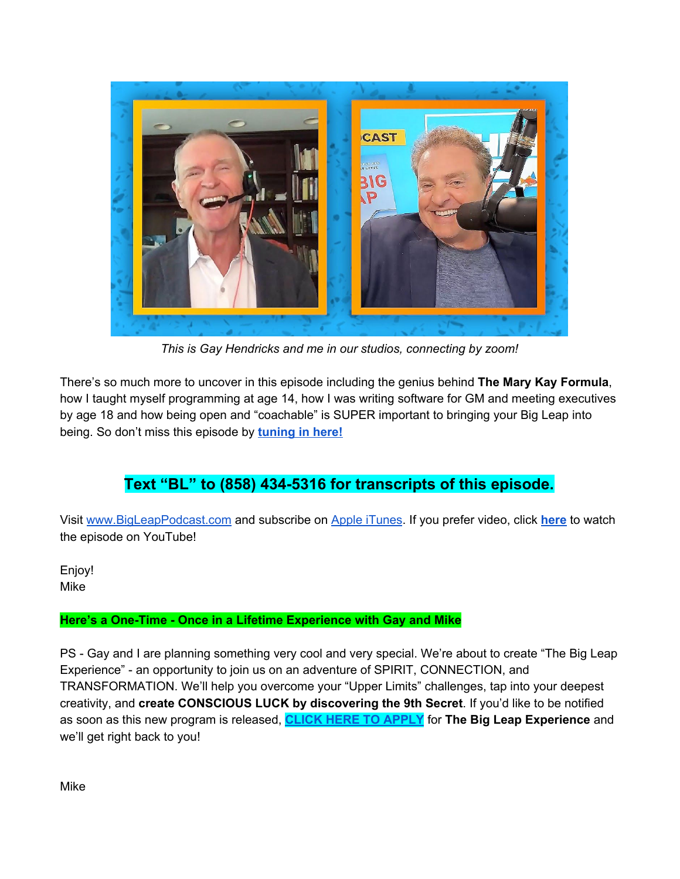*This is Gay Hendricks and me in our studios, connecting by zoom!*

There's so much more to uncover in this episode including the genius behind **The Mary Kay Formula**, how I taught myself programming at age 14, how I was writing software for GM and meeting executives by age 18 and how being open and "coachable" is SUPER important to bringing your Big Leap into being. So don't miss this episode by **tuning in here!**

## Text "BL" to (858) 434-5316 for transcripts of this episode.

Visit www.BigLeapPodcast.com and subscribe on Apple iTunes. If you prefer video, click **here** to watch the episode on YouTube!

Enjoy!
Mike

**Here's a One-Time - Once in a Lifetime Experience with Gay and Mike**

PS - Gay and I are planning something very cool and very special. We're about to create "The Big Leap Experience" - an opportunity to join us on an adventure of SPIRIT, CONNECTION, and TRANSFORMATION. We'll help you overcome your "Upper Limits" challenges, tap into your deepest creativity, and **create CONSCIOUS LUCK by discovering the 9th Secret**. If you'd like to be notified as soon as this new program is released, **CLICK HERE TO APPLY** for **The Big Leap Experience** and we'll get right back to you!

Mike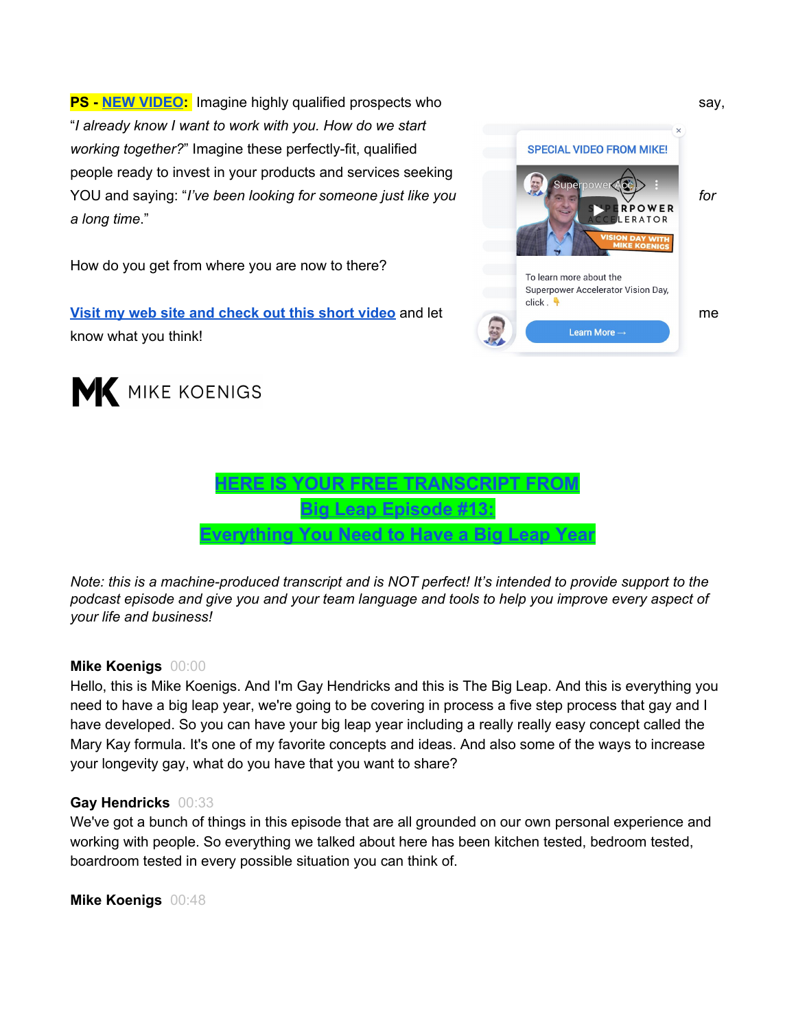**PS - NEW VIDEO:** Imagine highly qualified prospects who say, "*I already know I want to work with you. How do we start working together?*" Imagine these perfectly-fit, qualified people ready to invest in your products and services seeking YOU and saying: "*I've been looking for someone just like you for a long time*."

How do you get from where you are now to there?

Visit my web site and check out this short video and let me know what you think!

MK MIKE KOENIGS

## HERE IS YOUR FREE TRANSCRIPT FROM Big Leap Episode #13: Everything You Need to Have a Big Leap Year

*Note: this is a machine-produced transcript and is NOT perfect! It's intended to provide support to the podcast episode and give you and your team language and tools to help you improve every aspect of your life and business!*

**Mike Koenigs** 00:00
Hello, this is Mike Koenigs. And I'm Gay Hendricks and this is The Big Leap. And this is everything you need to have a big leap year, we're going to be covering in process a five step process that gay and I have developed. So you can have your big leap year including a really really easy concept called the Mary Kay formula. It's one of my favorite concepts and ideas. And also some of the ways to increase your longevity gay, what do you have that you want to share?

**Gay Hendricks** 00:33
We've got a bunch of things in this episode that are all grounded on our own personal experience and working with people. So everything we talked about here has been kitchen tested, bedroom tested, boardroom tested in every possible situation you can think of.

**Mike Koenigs** 00:48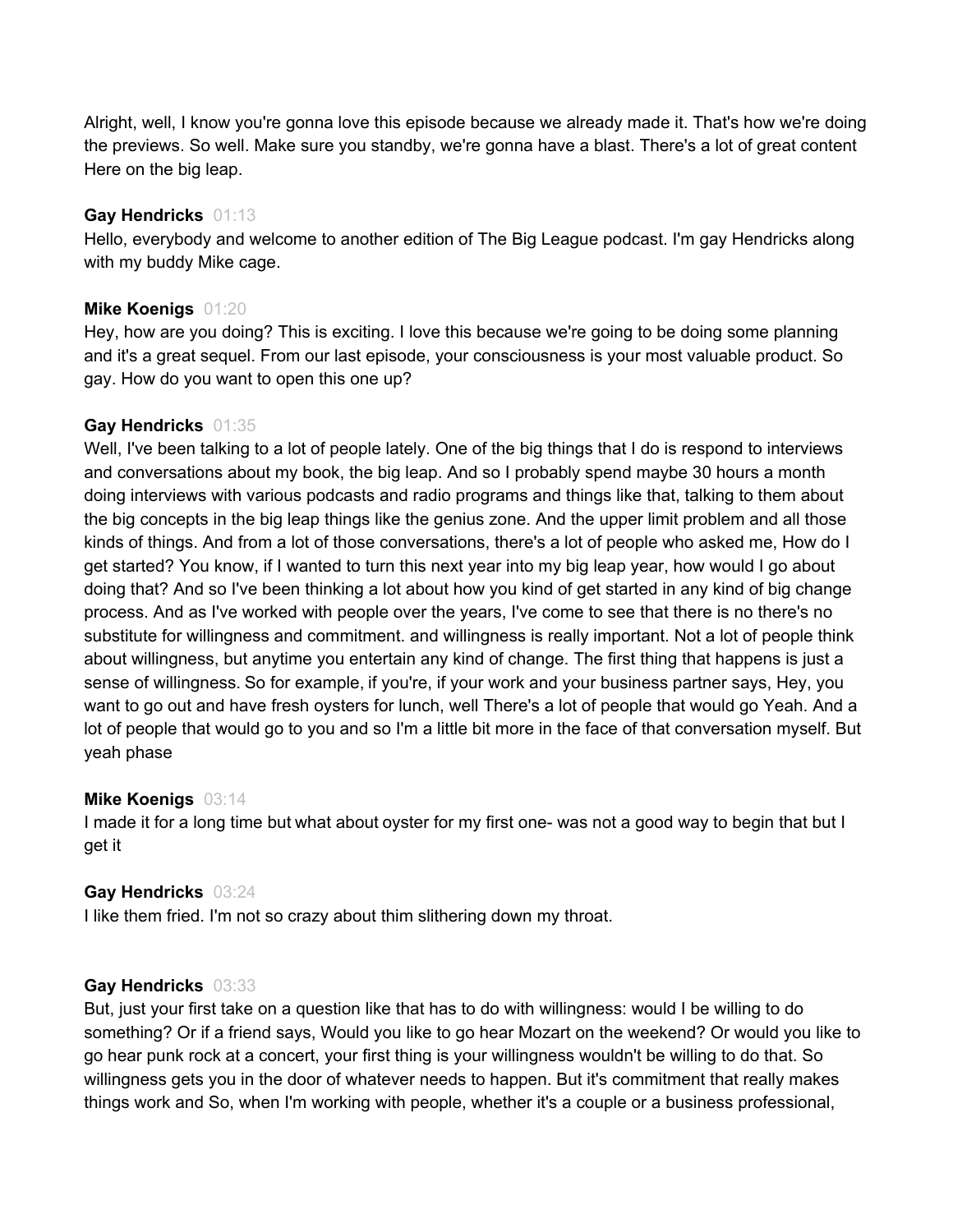Alright, well, I know you're gonna love this episode because we already made it. That's how we're doing the previews. So well. Make sure you standby, we're gonna have a blast. There's a lot of great content Here on the big leap.

**Gay Hendricks** 01:13
Hello, everybody and welcome to another edition of The Big League podcast. I'm gay Hendricks along with my buddy Mike cage.

**Mike Koenigs** 01:20
Hey, how are you doing? This is exciting. I love this because we're going to be doing some planning and it's a great sequel. From our last episode, your consciousness is your most valuable product. So gay. How do you want to open this one up?

**Gay Hendricks** 01:35
Well, I've been talking to a lot of people lately. One of the big things that I do is respond to interviews and conversations about my book, the big leap. And so I probably spend maybe 30 hours a month doing interviews with various podcasts and radio programs and things like that, talking to them about the big concepts in the big leap things like the genius zone. And the upper limit problem and all those kinds of things. And from a lot of those conversations, there's a lot of people who asked me, How do I get started? You know, if I wanted to turn this next year into my big leap year, how would I go about doing that? And so I've been thinking a lot about how you kind of get started in any kind of big change process. And as I've worked with people over the years, I've come to see that there is no there's no substitute for willingness and commitment. and willingness is really important. Not a lot of people think about willingness, but anytime you entertain any kind of change. The first thing that happens is just a sense of willingness. So for example, if you're, if your work and your business partner says, Hey, you want to go out and have fresh oysters for lunch, well There's a lot of people that would go Yeah. And a lot of people that would go to you and so I'm a little bit more in the face of that conversation myself. But yeah phase

**Mike Koenigs** 03:14
I made it for a long time but what about oyster for my first one- was not a good way to begin that but I get it

**Gay Hendricks** 03:24
I like them fried. I'm not so crazy about thim slithering down my throat.

**Gay Hendricks** 03:33
But, just your first take on a question like that has to do with willingness: would I be willing to do something? Or if a friend says, Would you like to go hear Mozart on the weekend? Or would you like to go hear punk rock at a concert, your first thing is your willingness wouldn't be willing to do that. So willingness gets you in the door of whatever needs to happen. But it's commitment that really makes things work and So, when I'm working with people, whether it's a couple or a business professional,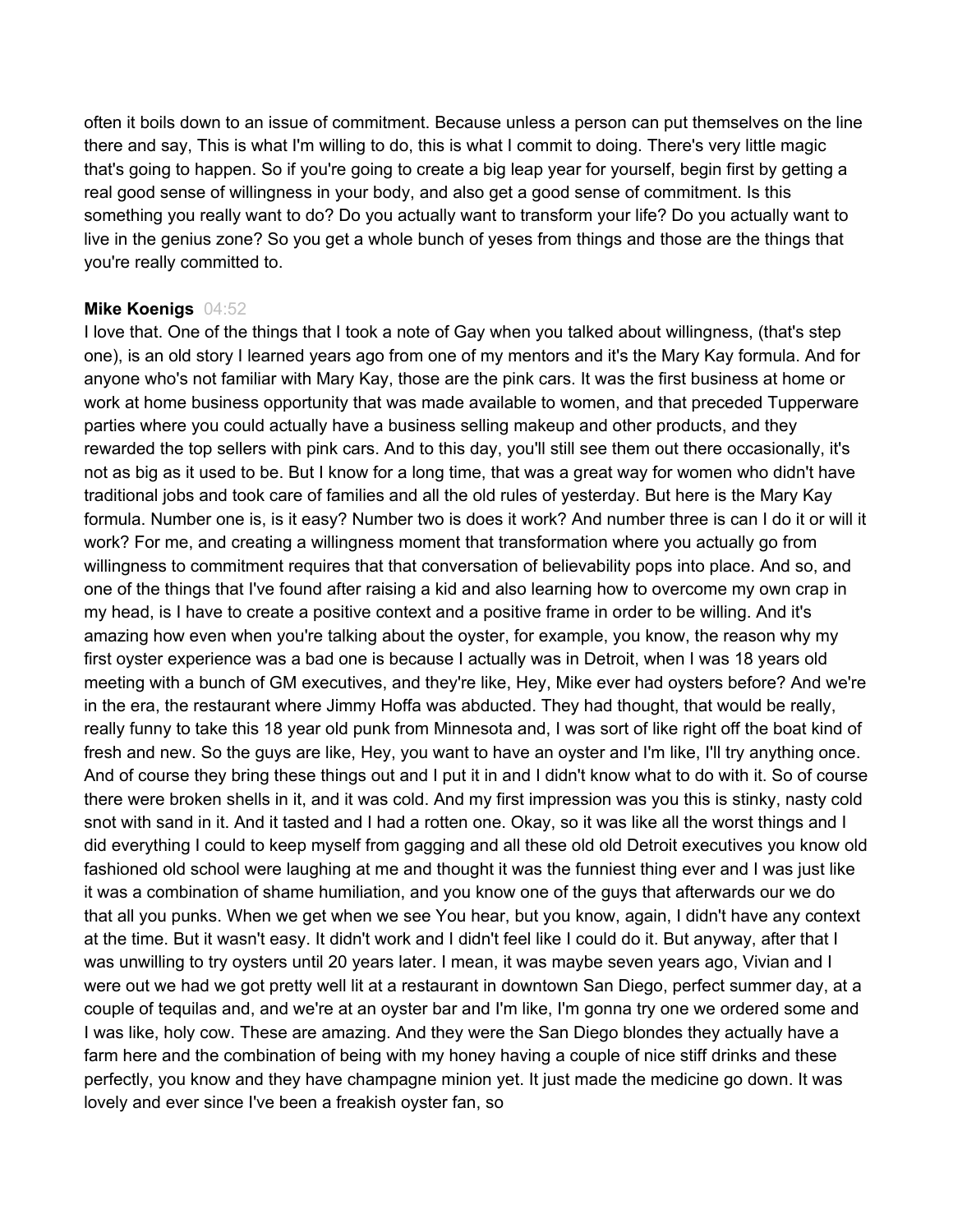often it boils down to an issue of commitment. Because unless a person can put themselves on the line there and say, This is what I'm willing to do, this is what I commit to doing. There's very little magic that's going to happen. So if you're going to create a big leap year for yourself, begin first by getting a real good sense of willingness in your body, and also get a good sense of commitment. Is this something you really want to do? Do you actually want to transform your life? Do you actually want to live in the genius zone? So you get a whole bunch of yeses from things and those are the things that you're really committed to.

**Mike Koenigs** 04:52

I love that. One of the things that I took a note of Gay when you talked about willingness, (that's step one), is an old story I learned years ago from one of my mentors and it's the Mary Kay formula. And for anyone who's not familiar with Mary Kay, those are the pink cars. It was the first business at home or work at home business opportunity that was made available to women, and that preceded Tupperware parties where you could actually have a business selling makeup and other products, and they rewarded the top sellers with pink cars. And to this day, you'll still see them out there occasionally, it's not as big as it used to be. But I know for a long time, that was a great way for women who didn't have traditional jobs and took care of families and all the old rules of yesterday. But here is the Mary Kay formula. Number one is, is it easy? Number two is does it work? And number three is can I do it or will it work? For me, and creating a willingness moment that transformation where you actually go from willingness to commitment requires that that conversation of believability pops into place. And so, and one of the things that I've found after raising a kid and also learning how to overcome my own crap in my head, is I have to create a positive context and a positive frame in order to be willing. And it's amazing how even when you're talking about the oyster, for example, you know, the reason why my first oyster experience was a bad one is because I actually was in Detroit, when I was 18 years old meeting with a bunch of GM executives, and they're like, Hey, Mike ever had oysters before? And we're in the era, the restaurant where Jimmy Hoffa was abducted. They had thought, that would be really, really funny to take this 18 year old punk from Minnesota and, I was sort of like right off the boat kind of fresh and new. So the guys are like, Hey, you want to have an oyster and I'm like, I'll try anything once. And of course they bring these things out and I put it in and I didn't know what to do with it. So of course there were broken shells in it, and it was cold. And my first impression was you this is stinky, nasty cold snot with sand in it. And it tasted and I had a rotten one. Okay, so it was like all the worst things and I did everything I could to keep myself from gagging and all these old old Detroit executives you know old fashioned old school were laughing at me and thought it was the funniest thing ever and I was just like it was a combination of shame humiliation, and you know one of the guys that afterwards our we do that all you punks. When we get when we see You hear, but you know, again, I didn't have any context at the time. But it wasn't easy. It didn't work and I didn't feel like I could do it. But anyway, after that I was unwilling to try oysters until 20 years later. I mean, it was maybe seven years ago, Vivian and I were out we had we got pretty well lit at a restaurant in downtown San Diego, perfect summer day, at a couple of tequilas and, and we're at an oyster bar and I'm like, I'm gonna try one we ordered some and I was like, holy cow. These are amazing. And they were the San Diego blondes they actually have a farm here and the combination of being with my honey having a couple of nice stiff drinks and these perfectly, you know and they have champagne minion yet. It just made the medicine go down. It was lovely and ever since I've been a freakish oyster fan, so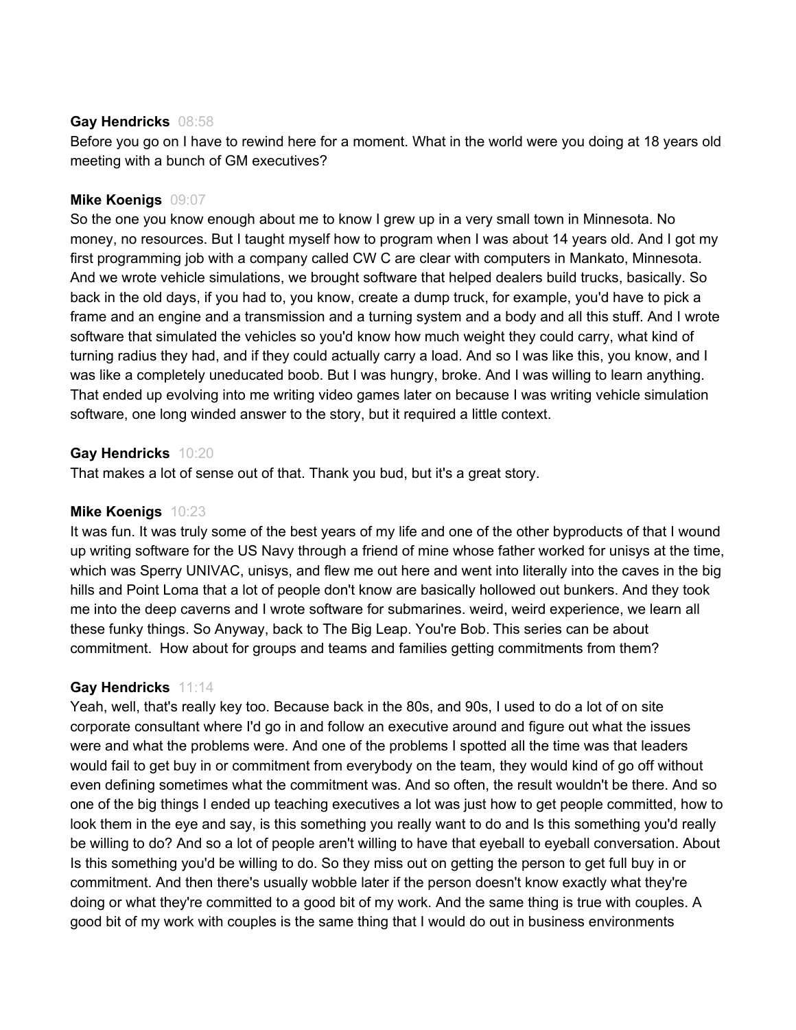**Gay Hendricks** 08:58

Before you go on I have to rewind here for a moment. What in the world were you doing at 18 years old meeting with a bunch of GM executives?

**Mike Koenigs** 09:07

So the one you know enough about me to know I grew up in a very small town in Minnesota. No money, no resources. But I taught myself how to program when I was about 14 years old. And I got my first programming job with a company called CW C are clear with computers in Mankato, Minnesota. And we wrote vehicle simulations, we brought software that helped dealers build trucks, basically. So back in the old days, if you had to, you know, create a dump truck, for example, you'd have to pick a frame and an engine and a transmission and a turning system and a body and all this stuff. And I wrote software that simulated the vehicles so you'd know how much weight they could carry, what kind of turning radius they had, and if they could actually carry a load. And so I was like this, you know, and I was like a completely uneducated boob. But I was hungry, broke. And I was willing to learn anything. That ended up evolving into me writing video games later on because I was writing vehicle simulation software, one long winded answer to the story, but it required a little context.

**Gay Hendricks** 10:20

That makes a lot of sense out of that. Thank you bud, but it's a great story.

**Mike Koenigs** 10:23

It was fun. It was truly some of the best years of my life and one of the other byproducts of that I wound up writing software for the US Navy through a friend of mine whose father worked for unisys at the time, which was Sperry UNIVAC, unisys, and flew me out here and went into literally into the caves in the big hills and Point Loma that a lot of people don't know are basically hollowed out bunkers. And they took me into the deep caverns and I wrote software for submarines. weird, weird experience, we learn all these funky things. So Anyway, back to The Big Leap. You're Bob. This series can be about commitment. How about for groups and teams and families getting commitments from them?

**Gay Hendricks** 11:14

Yeah, well, that's really key too. Because back in the 80s, and 90s, I used to do a lot of on site corporate consultant where I'd go in and follow an executive around and figure out what the issues were and what the problems were. And one of the problems I spotted all the time was that leaders would fail to get buy in or commitment from everybody on the team, they would kind of go off without even defining sometimes what the commitment was. And so often, the result wouldn't be there. And so one of the big things I ended up teaching executives a lot was just how to get people committed, how to look them in the eye and say, is this something you really want to do and Is this something you'd really be willing to do? And so a lot of people aren't willing to have that eyeball to eyeball conversation. About Is this something you'd be willing to do. So they miss out on getting the person to get full buy in or commitment. And then there's usually wobble later if the person doesn't know exactly what they're doing or what they're committed to a good bit of my work. And the same thing is true with couples. A good bit of my work with couples is the same thing that I would do out in business environments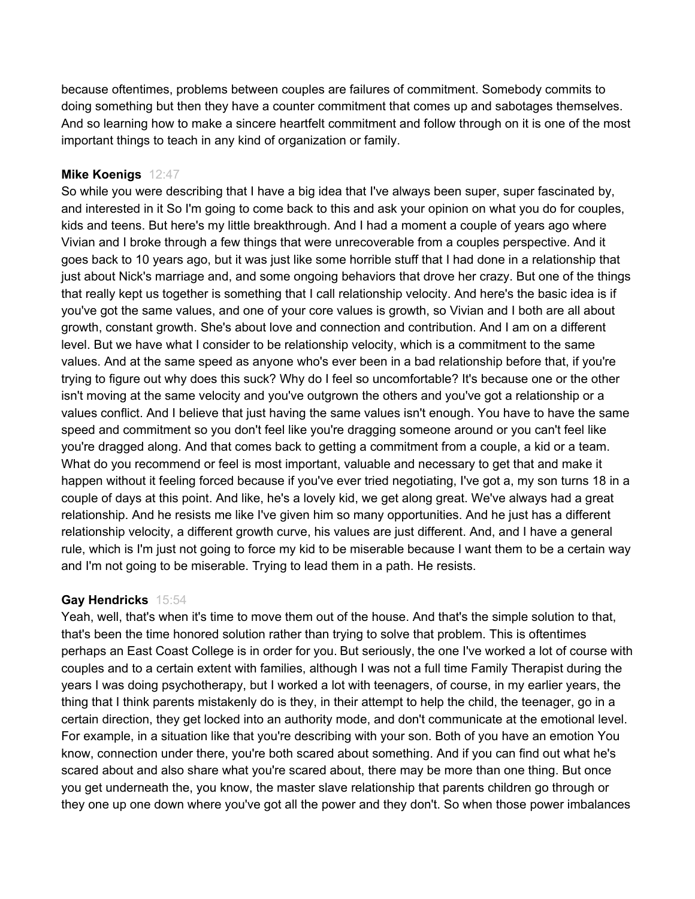because oftentimes, problems between couples are failures of commitment. Somebody commits to doing something but then they have a counter commitment that comes up and sabotages themselves. And so learning how to make a sincere heartfelt commitment and follow through on it is one of the most important things to teach in any kind of organization or family.

**Mike Koenigs** 12:47

So while you were describing that I have a big idea that I've always been super, super fascinated by, and interested in it So I'm going to come back to this and ask your opinion on what you do for couples, kids and teens. But here's my little breakthrough. And I had a moment a couple of years ago where Vivian and I broke through a few things that were unrecoverable from a couples perspective. And it goes back to 10 years ago, but it was just like some horrible stuff that I had done in a relationship that just about Nick's marriage and, and some ongoing behaviors that drove her crazy. But one of the things that really kept us together is something that I call relationship velocity. And here's the basic idea is if you've got the same values, and one of your core values is growth, so Vivian and I both are all about growth, constant growth. She's about love and connection and contribution. And I am on a different level. But we have what I consider to be relationship velocity, which is a commitment to the same values. And at the same speed as anyone who's ever been in a bad relationship before that, if you're trying to figure out why does this suck? Why do I feel so uncomfortable? It's because one or the other isn't moving at the same velocity and you've outgrown the others and you've got a relationship or a values conflict. And I believe that just having the same values isn't enough. You have to have the same speed and commitment so you don't feel like you're dragging someone around or you can't feel like you're dragged along. And that comes back to getting a commitment from a couple, a kid or a team. What do you recommend or feel is most important, valuable and necessary to get that and make it happen without it feeling forced because if you've ever tried negotiating, I've got a, my son turns 18 in a couple of days at this point. And like, he's a lovely kid, we get along great. We've always had a great relationship. And he resists me like I've given him so many opportunities. And he just has a different relationship velocity, a different growth curve, his values are just different. And, and I have a general rule, which is I'm just not going to force my kid to be miserable because I want them to be a certain way and I'm not going to be miserable. Trying to lead them in a path. He resists.

**Gay Hendricks** 15:54

Yeah, well, that's when it's time to move them out of the house. And that's the simple solution to that, that's been the time honored solution rather than trying to solve that problem. This is oftentimes perhaps an East Coast College is in order for you. But seriously, the one I've worked a lot of course with couples and to a certain extent with families, although I was not a full time Family Therapist during the years I was doing psychotherapy, but I worked a lot with teenagers, of course, in my earlier years, the thing that I think parents mistakenly do is they, in their attempt to help the child, the teenager, go in a certain direction, they get locked into an authority mode, and don't communicate at the emotional level. For example, in a situation like that you're describing with your son. Both of you have an emotion You know, connection under there, you're both scared about something. And if you can find out what he's scared about and also share what you're scared about, there may be more than one thing. But once you get underneath the, you know, the master slave relationship that parents children go through or they one up one down where you've got all the power and they don't. So when those power imbalances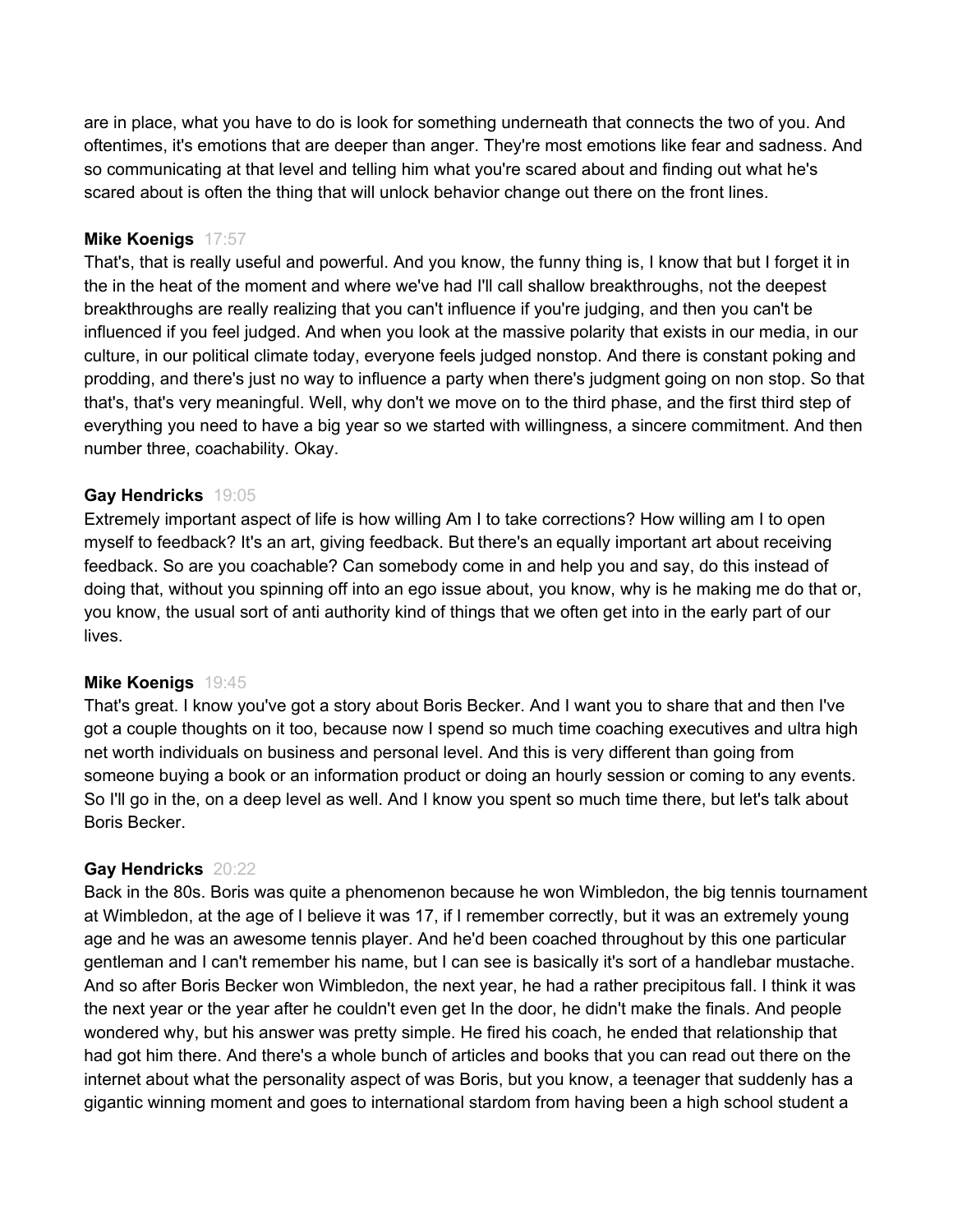are in place, what you have to do is look for something underneath that connects the two of you. And oftentimes, it's emotions that are deeper than anger. They're most emotions like fear and sadness. And so communicating at that level and telling him what you're scared about and finding out what he's scared about is often the thing that will unlock behavior change out there on the front lines.

**Mike Koenigs** 17:57
That's, that is really useful and powerful. And you know, the funny thing is, I know that but I forget it in the in the heat of the moment and where we've had I'll call shallow breakthroughs, not the deepest breakthroughs are really realizing that you can't influence if you're judging, and then you can't be influenced if you feel judged. And when you look at the massive polarity that exists in our media, in our culture, in our political climate today, everyone feels judged nonstop. And there is constant poking and prodding, and there's just no way to influence a party when there's judgment going on non stop. So that that's, that's very meaningful. Well, why don't we move on to the third phase, and the first third step of everything you need to have a big year so we started with willingness, a sincere commitment. And then number three, coachability. Okay.

**Gay Hendricks** 19:05
Extremely important aspect of life is how willing Am I to take corrections? How willing am I to open myself to feedback? It's an art, giving feedback. But there's an equally important art about receiving feedback. So are you coachable? Can somebody come in and help you and say, do this instead of doing that, without you spinning off into an ego issue about, you know, why is he making me do that or, you know, the usual sort of anti authority kind of things that we often get into in the early part of our lives.

**Mike Koenigs** 19:45
That's great. I know you've got a story about Boris Becker. And I want you to share that and then I've got a couple thoughts on it too, because now I spend so much time coaching executives and ultra high net worth individuals on business and personal level. And this is very different than going from someone buying a book or an information product or doing an hourly session or coming to any events. So I'll go in the, on a deep level as well. And I know you spent so much time there, but let's talk about Boris Becker.

**Gay Hendricks** 20:22
Back in the 80s. Boris was quite a phenomenon because he won Wimbledon, the big tennis tournament at Wimbledon, at the age of I believe it was 17, if I remember correctly, but it was an extremely young age and he was an awesome tennis player. And he'd been coached throughout by this one particular gentleman and I can't remember his name, but I can see is basically it's sort of a handlebar mustache. And so after Boris Becker won Wimbledon, the next year, he had a rather precipitous fall. I think it was the next year or the year after he couldn't even get In the door, he didn't make the finals. And people wondered why, but his answer was pretty simple. He fired his coach, he ended that relationship that had got him there. And there's a whole bunch of articles and books that you can read out there on the internet about what the personality aspect of was Boris, but you know, a teenager that suddenly has a gigantic winning moment and goes to international stardom from having been a high school student a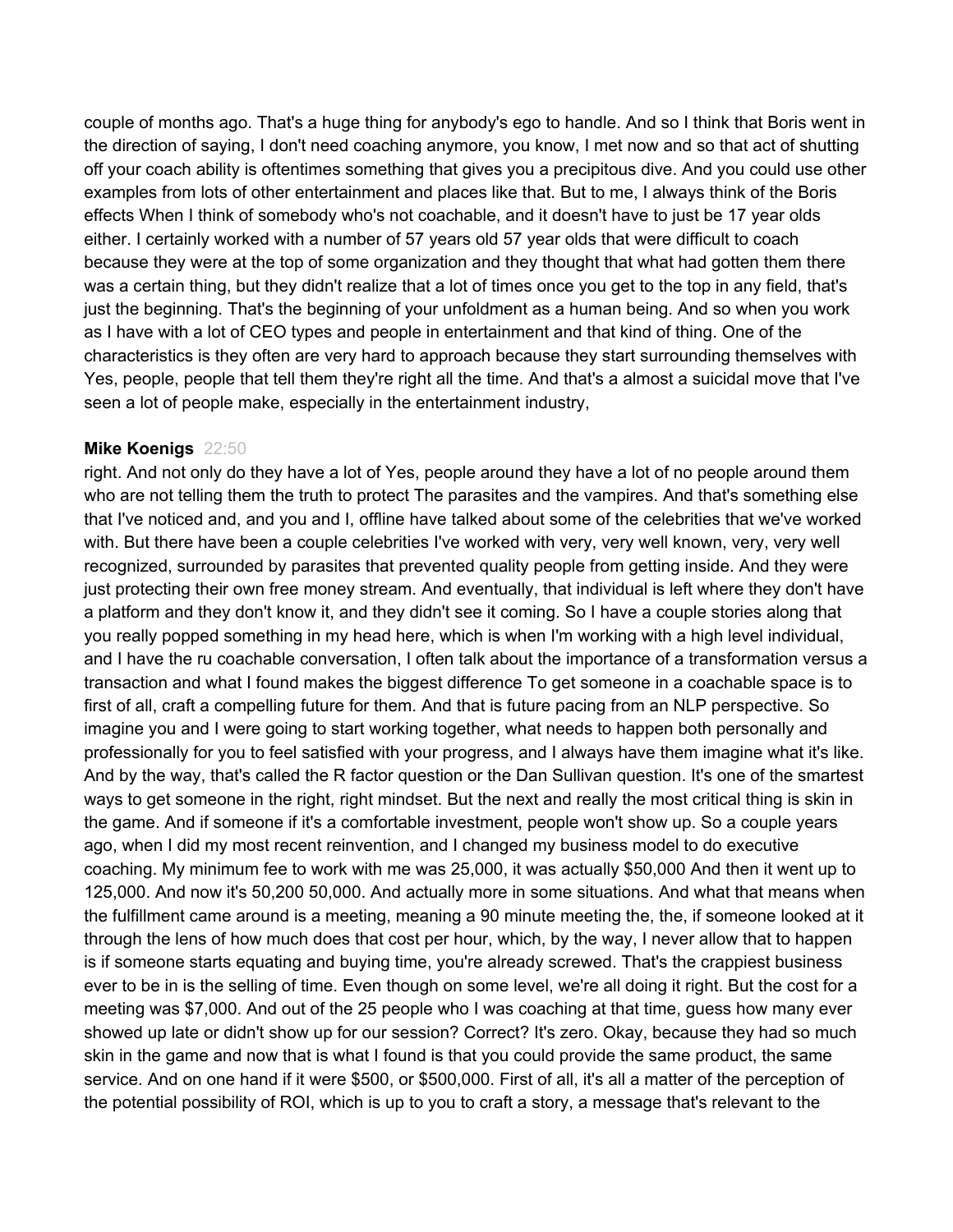couple of months ago. That's a huge thing for anybody's ego to handle. And so I think that Boris went in the direction of saying, I don't need coaching anymore, you know, I met now and so that act of shutting off your coach ability is oftentimes something that gives you a precipitous dive. And you could use other examples from lots of other entertainment and places like that. But to me, I always think of the Boris effects When I think of somebody who's not coachable, and it doesn't have to just be 17 year olds either. I certainly worked with a number of 57 years old 57 year olds that were difficult to coach because they were at the top of some organization and they thought that what had gotten them there was a certain thing, but they didn't realize that a lot of times once you get to the top in any field, that's just the beginning. That's the beginning of your unfoldment as a human being. And so when you work as I have with a lot of CEO types and people in entertainment and that kind of thing. One of the characteristics is they often are very hard to approach because they start surrounding themselves with Yes, people, people that tell them they're right all the time. And that's a almost a suicidal move that I've seen a lot of people make, especially in the entertainment industry,

**Mike Koenigs** 22:50

right. And not only do they have a lot of Yes, people around they have a lot of no people around them who are not telling them the truth to protect The parasites and the vampires. And that's something else that I've noticed and, and you and I, offline have talked about some of the celebrities that we've worked with. But there have been a couple celebrities I've worked with very, very well known, very, very well recognized, surrounded by parasites that prevented quality people from getting inside. And they were just protecting their own free money stream. And eventually, that individual is left where they don't have a platform and they don't know it, and they didn't see it coming. So I have a couple stories along that you really popped something in my head here, which is when I'm working with a high level individual, and I have the ru coachable conversation, I often talk about the importance of a transformation versus a transaction and what I found makes the biggest difference To get someone in a coachable space is to first of all, craft a compelling future for them. And that is future pacing from an NLP perspective. So imagine you and I were going to start working together, what needs to happen both personally and professionally for you to feel satisfied with your progress, and I always have them imagine what it's like. And by the way, that's called the R factor question or the Dan Sullivan question. It's one of the smartest ways to get someone in the right, right mindset. But the next and really the most critical thing is skin in the game. And if someone if it's a comfortable investment, people won't show up. So a couple years ago, when I did my most recent reinvention, and I changed my business model to do executive coaching. My minimum fee to work with me was 25,000, it was actually $50,000 And then it went up to 125,000. And now it's 50,200 50,000. And actually more in some situations. And what that means when the fulfillment came around is a meeting, meaning a 90 minute meeting the, the, if someone looked at it through the lens of how much does that cost per hour, which, by the way, I never allow that to happen is if someone starts equating and buying time, you're already screwed. That's the crappiest business ever to be in is the selling of time. Even though on some level, we're all doing it right. But the cost for a meeting was $7,000. And out of the 25 people who I was coaching at that time, guess how many ever showed up late or didn't show up for our session? Correct? It's zero. Okay, because they had so much skin in the game and now that is what I found is that you could provide the same product, the same service. And on one hand if it were $500, or $500,000. First of all, it's all a matter of the perception of the potential possibility of ROI, which is up to you to craft a story, a message that's relevant to the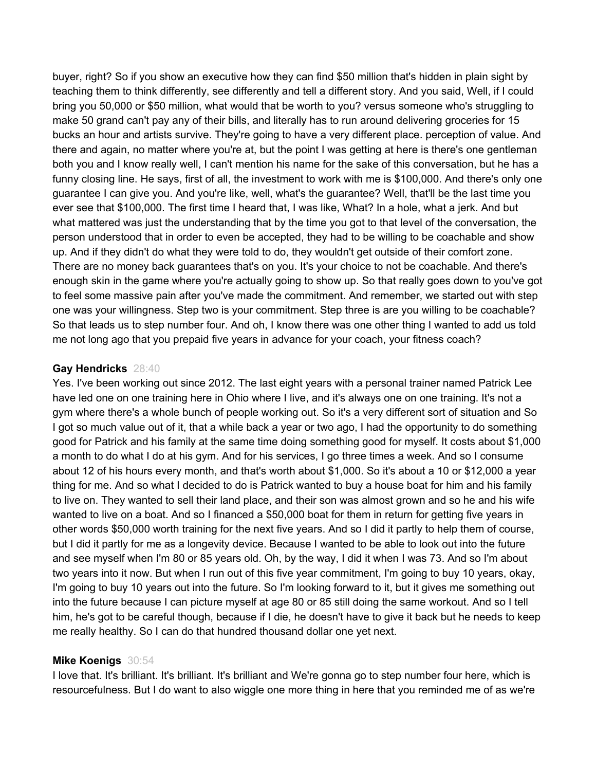buyer, right? So if you show an executive how they can find $50 million that's hidden in plain sight by teaching them to think differently, see differently and tell a different story. And you said, Well, if I could bring you 50,000 or $50 million, what would that be worth to you? versus someone who's struggling to make 50 grand can't pay any of their bills, and literally has to run around delivering groceries for 15 bucks an hour and artists survive. They're going to have a very different place. perception of value. And there and again, no matter where you're at, but the point I was getting at here is there's one gentleman both you and I know really well, I can't mention his name for the sake of this conversation, but he has a funny closing line. He says, first of all, the investment to work with me is $100,000. And there's only one guarantee I can give you. And you're like, well, what's the guarantee? Well, that'll be the last time you ever see that $100,000. The first time I heard that, I was like, What? In a hole, what a jerk. And but what mattered was just the understanding that by the time you got to that level of the conversation, the person understood that in order to even be accepted, they had to be willing to be coachable and show up. And if they didn't do what they were told to do, they wouldn't get outside of their comfort zone. There are no money back guarantees that's on you. It's your choice to not be coachable. And there's enough skin in the game where you're actually going to show up. So that really goes down to you've got to feel some massive pain after you've made the commitment. And remember, we started out with step one was your willingness. Step two is your commitment. Step three is are you willing to be coachable? So that leads us to step number four. And oh, I know there was one other thing I wanted to add us told me not long ago that you prepaid five years in advance for your coach, your fitness coach?

**Gay Hendricks** 28:40

Yes. I've been working out since 2012. The last eight years with a personal trainer named Patrick Lee have led one on one training here in Ohio where I live, and it's always one on one training. It's not a gym where there's a whole bunch of people working out. So it's a very different sort of situation and So I got so much value out of it, that a while back a year or two ago, I had the opportunity to do something good for Patrick and his family at the same time doing something good for myself. It costs about $1,000 a month to do what I do at his gym. And for his services, I go three times a week. And so I consume about 12 of his hours every month, and that's worth about $1,000. So it's about a 10 or $12,000 a year thing for me. And so what I decided to do is Patrick wanted to buy a house boat for him and his family to live on. They wanted to sell their land place, and their son was almost grown and so he and his wife wanted to live on a boat. And so I financed a $50,000 boat for them in return for getting five years in other words $50,000 worth training for the next five years. And so I did it partly to help them of course, but I did it partly for me as a longevity device. Because I wanted to be able to look out into the future and see myself when I'm 80 or 85 years old. Oh, by the way, I did it when I was 73. And so I'm about two years into it now. But when I run out of this five year commitment, I'm going to buy 10 years, okay, I'm going to buy 10 years out into the future. So I'm looking forward to it, but it gives me something out into the future because I can picture myself at age 80 or 85 still doing the same workout. And so I tell him, he's got to be careful though, because if I die, he doesn't have to give it back but he needs to keep me really healthy. So I can do that hundred thousand dollar one yet next.

**Mike Koenigs** 30:54

I love that. It's brilliant. It's brilliant. It's brilliant and We're gonna go to step number four here, which is resourcefulness. But I do want to also wiggle one more thing in here that you reminded me of as we're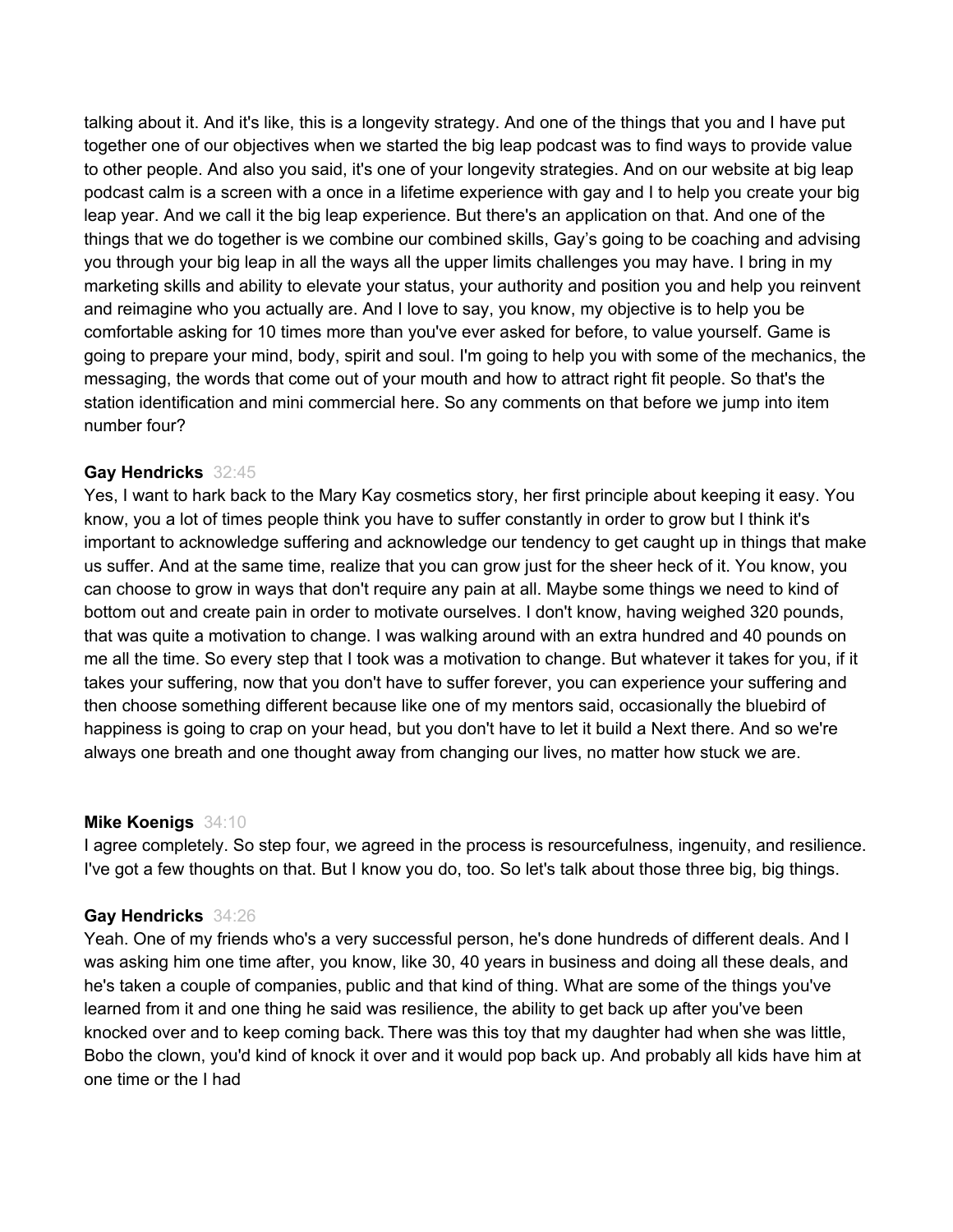talking about it. And it's like, this is a longevity strategy. And one of the things that you and I have put together one of our objectives when we started the big leap podcast was to find ways to provide value to other people. And also you said, it's one of your longevity strategies. And on our website at big leap podcast calm is a screen with a once in a lifetime experience with gay and I to help you create your big leap year. And we call it the big leap experience. But there's an application on that. And one of the things that we do together is we combine our combined skills, Gay's going to be coaching and advising you through your big leap in all the ways all the upper limits challenges you may have. I bring in my marketing skills and ability to elevate your status, your authority and position you and help you reinvent and reimagine who you actually are. And I love to say, you know, my objective is to help you be comfortable asking for 10 times more than you've ever asked for before, to value yourself. Game is going to prepare your mind, body, spirit and soul. I'm going to help you with some of the mechanics, the messaging, the words that come out of your mouth and how to attract right fit people. So that's the station identification and mini commercial here. So any comments on that before we jump into item number four?

**Gay Hendricks** 32:45

Yes, I want to hark back to the Mary Kay cosmetics story, her first principle about keeping it easy. You know, you a lot of times people think you have to suffer constantly in order to grow but I think it's important to acknowledge suffering and acknowledge our tendency to get caught up in things that make us suffer. And at the same time, realize that you can grow just for the sheer heck of it. You know, you can choose to grow in ways that don't require any pain at all. Maybe some things we need to kind of bottom out and create pain in order to motivate ourselves. I don't know, having weighed 320 pounds, that was quite a motivation to change. I was walking around with an extra hundred and 40 pounds on me all the time. So every step that I took was a motivation to change. But whatever it takes for you, if it takes your suffering, now that you don't have to suffer forever, you can experience your suffering and then choose something different because like one of my mentors said, occasionally the bluebird of happiness is going to crap on your head, but you don't have to let it build a Next there. And so we're always one breath and one thought away from changing our lives, no matter how stuck we are.

**Mike Koenigs** 34:10

I agree completely. So step four, we agreed in the process is resourcefulness, ingenuity, and resilience. I've got a few thoughts on that. But I know you do, too. So let's talk about those three big, big things.

**Gay Hendricks** 34:26

Yeah. One of my friends who's a very successful person, he's done hundreds of different deals. And I was asking him one time after, you know, like 30, 40 years in business and doing all these deals, and he's taken a couple of companies, public and that kind of thing. What are some of the things you've learned from it and one thing he said was resilience, the ability to get back up after you've been knocked over and to keep coming back. There was this toy that my daughter had when she was little, Bobo the clown, you'd kind of knock it over and it would pop back up. And probably all kids have him at one time or the I had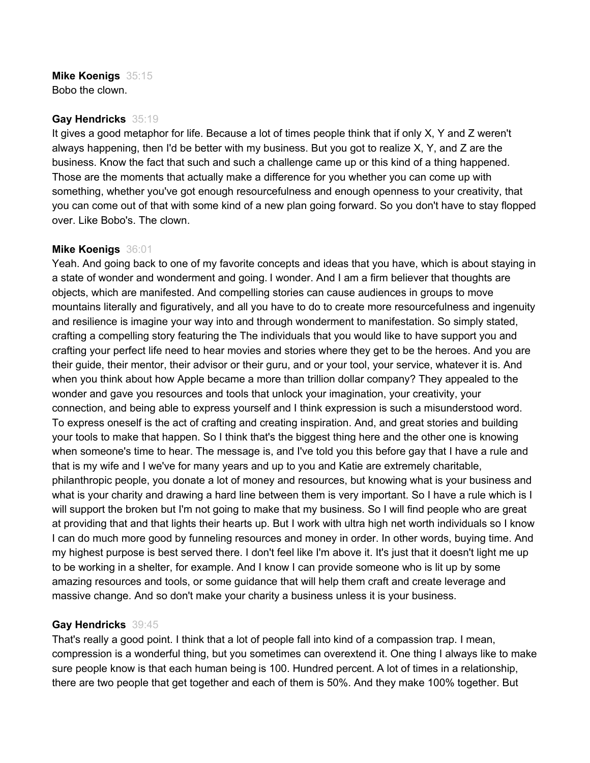**Mike Koenigs** 35:15
Bobo the clown.

**Gay Hendricks** 35:19
It gives a good metaphor for life. Because a lot of times people think that if only X, Y and Z weren't always happening, then I'd be better with my business. But you got to realize X, Y, and Z are the business. Know the fact that such and such a challenge came up or this kind of a thing happened. Those are the moments that actually make a difference for you whether you can come up with something, whether you've got enough resourcefulness and enough openness to your creativity, that you can come out of that with some kind of a new plan going forward. So you don't have to stay flopped over. Like Bobo's. The clown.

**Mike Koenigs** 36:01
Yeah. And going back to one of my favorite concepts and ideas that you have, which is about staying in a state of wonder and wonderment and going. I wonder. And I am a firm believer that thoughts are objects, which are manifested. And compelling stories can cause audiences in groups to move mountains literally and figuratively, and all you have to do to create more resourcefulness and ingenuity and resilience is imagine your way into and through wonderment to manifestation. So simply stated, crafting a compelling story featuring the The individuals that you would like to have support you and crafting your perfect life need to hear movies and stories where they get to be the heroes. And you are their guide, their mentor, their advisor or their guru, and or your tool, your service, whatever it is. And when you think about how Apple became a more than trillion dollar company? They appealed to the wonder and gave you resources and tools that unlock your imagination, your creativity, your connection, and being able to express yourself and I think expression is such a misunderstood word. To express oneself is the act of crafting and creating inspiration. And, and great stories and building your tools to make that happen. So I think that's the biggest thing here and the other one is knowing when someone's time to hear. The message is, and I've told you this before gay that I have a rule and that is my wife and I we've for many years and up to you and Katie are extremely charitable, philanthropic people, you donate a lot of money and resources, but knowing what is your business and what is your charity and drawing a hard line between them is very important. So I have a rule which is I will support the broken but I'm not going to make that my business. So I will find people who are great at providing that and that lights their hearts up. But I work with ultra high net worth individuals so I know I can do much more good by funneling resources and money in order. In other words, buying time. And my highest purpose is best served there. I don't feel like I'm above it. It's just that it doesn't light me up to be working in a shelter, for example. And I know I can provide someone who is lit up by some amazing resources and tools, or some guidance that will help them craft and create leverage and massive change. And so don't make your charity a business unless it is your business.

**Gay Hendricks** 39:45
That's really a good point. I think that a lot of people fall into kind of a compassion trap. I mean, compression is a wonderful thing, but you sometimes can overextend it. One thing I always like to make sure people know is that each human being is 100. Hundred percent. A lot of times in a relationship, there are two people that get together and each of them is 50%. And they make 100% together. But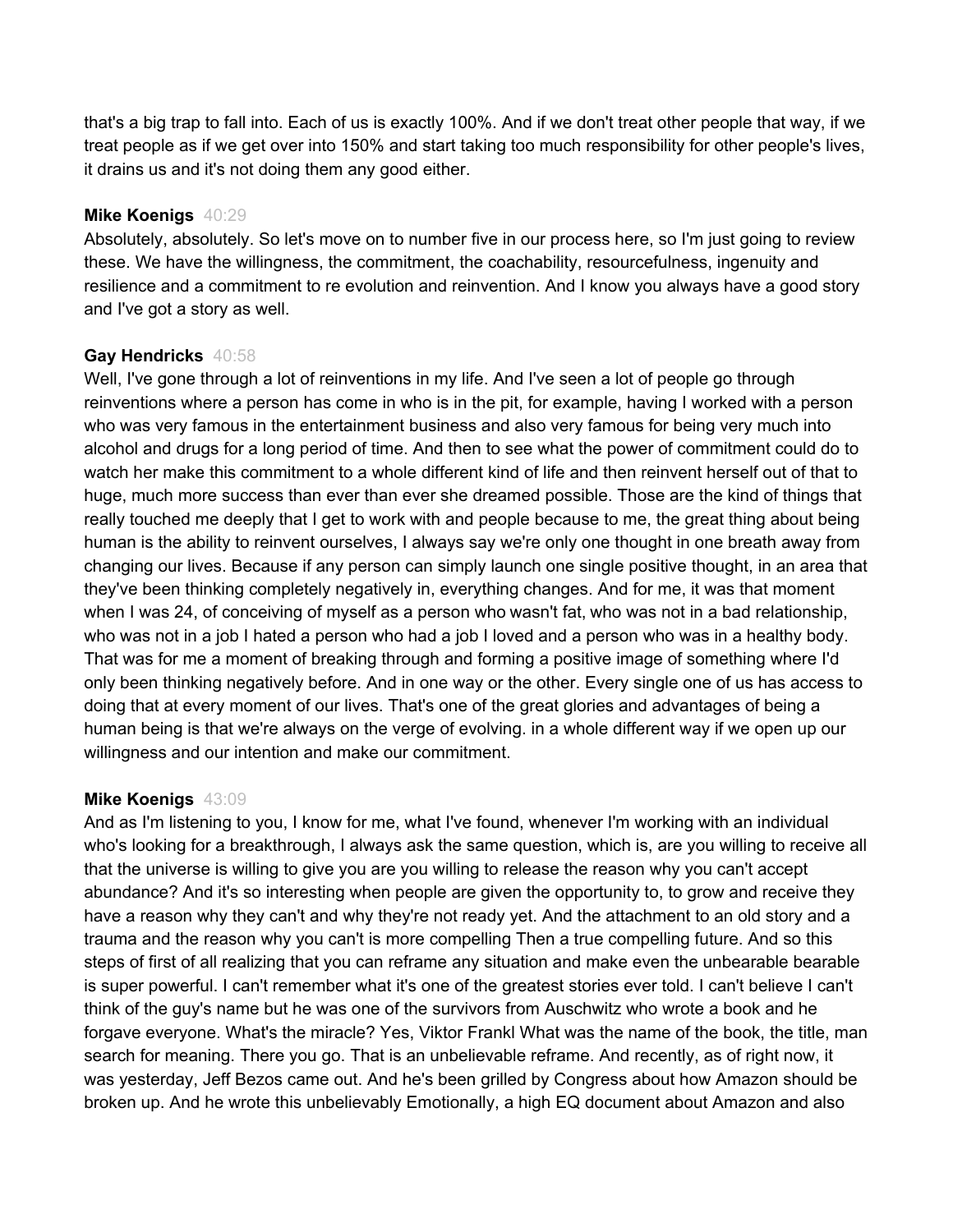that's a big trap to fall into. Each of us is exactly 100%. And if we don't treat other people that way, if we treat people as if we get over into 150% and start taking too much responsibility for other people's lives, it drains us and it's not doing them any good either.

**Mike Koenigs** 40:29
Absolutely, absolutely. So let's move on to number five in our process here, so I'm just going to review these. We have the willingness, the commitment, the coachability, resourcefulness, ingenuity and resilience and a commitment to re evolution and reinvention. And I know you always have a good story and I've got a story as well.

**Gay Hendricks** 40:58
Well, I've gone through a lot of reinventions in my life. And I've seen a lot of people go through reinventions where a person has come in who is in the pit, for example, having I worked with a person who was very famous in the entertainment business and also very famous for being very much into alcohol and drugs for a long period of time. And then to see what the power of commitment could do to watch her make this commitment to a whole different kind of life and then reinvent herself out of that to huge, much more success than ever than ever she dreamed possible. Those are the kind of things that really touched me deeply that I get to work with and people because to me, the great thing about being human is the ability to reinvent ourselves, I always say we're only one thought in one breath away from changing our lives. Because if any person can simply launch one single positive thought, in an area that they've been thinking completely negatively in, everything changes. And for me, it was that moment when I was 24, of conceiving of myself as a person who wasn't fat, who was not in a bad relationship, who was not in a job I hated a person who had a job I loved and a person who was in a healthy body. That was for me a moment of breaking through and forming a positive image of something where I'd only been thinking negatively before. And in one way or the other. Every single one of us has access to doing that at every moment of our lives. That's one of the great glories and advantages of being a human being is that we're always on the verge of evolving. in a whole different way if we open up our willingness and our intention and make our commitment.

**Mike Koenigs** 43:09
And as I'm listening to you, I know for me, what I've found, whenever I'm working with an individual who's looking for a breakthrough, I always ask the same question, which is, are you willing to receive all that the universe is willing to give you are you willing to release the reason why you can't accept abundance? And it's so interesting when people are given the opportunity to, to grow and receive they have a reason why they can't and why they're not ready yet. And the attachment to an old story and a trauma and the reason why you can't is more compelling Then a true compelling future. And so this steps of first of all realizing that you can reframe any situation and make even the unbearable bearable is super powerful. I can't remember what it's one of the greatest stories ever told. I can't believe I can't think of the guy's name but he was one of the survivors from Auschwitz who wrote a book and he forgave everyone. What's the miracle? Yes, Viktor Frankl What was the name of the book, the title, man search for meaning. There you go. That is an unbelievable reframe. And recently, as of right now, it was yesterday, Jeff Bezos came out. And he's been grilled by Congress about how Amazon should be broken up. And he wrote this unbelievably Emotionally, a high EQ document about Amazon and also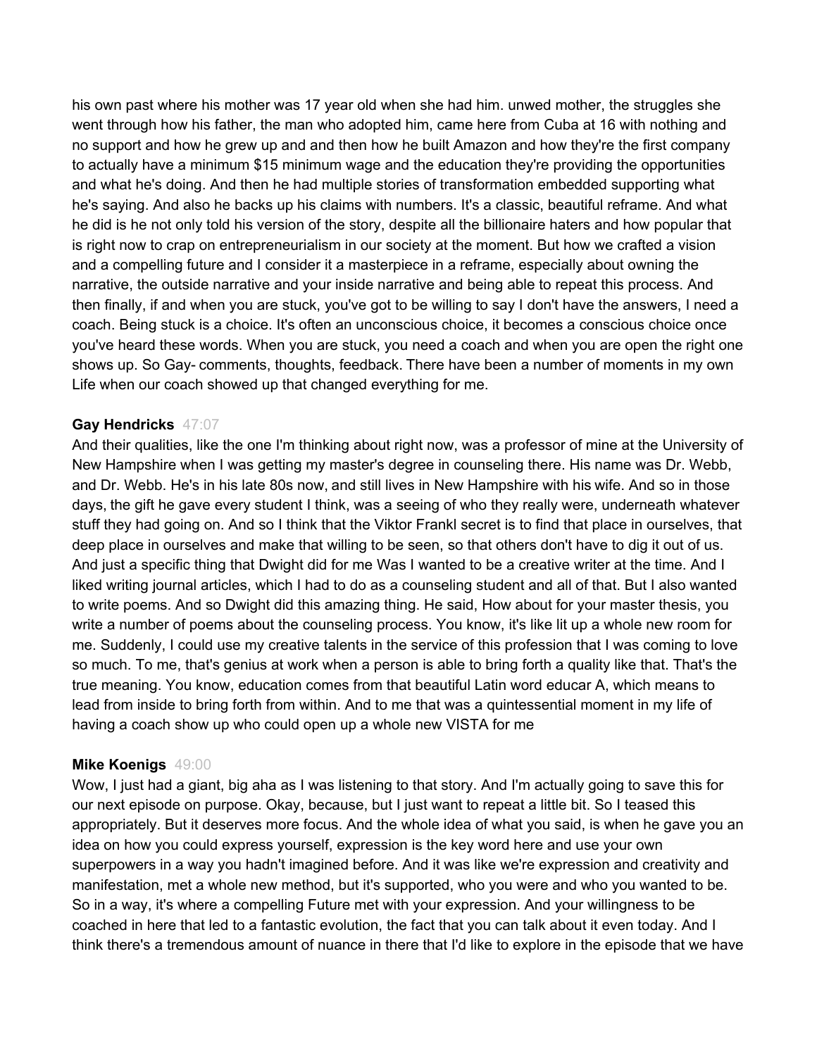his own past where his mother was 17 year old when she had him. unwed mother, the struggles she went through how his father, the man who adopted him, came here from Cuba at 16 with nothing and no support and how he grew up and and then how he built Amazon and how they're the first company to actually have a minimum $15 minimum wage and the education they're providing the opportunities and what he's doing. And then he had multiple stories of transformation embedded supporting what he's saying. And also he backs up his claims with numbers. It's a classic, beautiful reframe. And what he did is he not only told his version of the story, despite all the billionaire haters and how popular that is right now to crap on entrepreneurialism in our society at the moment. But how we crafted a vision and a compelling future and I consider it a masterpiece in a reframe, especially about owning the narrative, the outside narrative and your inside narrative and being able to repeat this process. And then finally, if and when you are stuck, you've got to be willing to say I don't have the answers, I need a coach. Being stuck is a choice. It's often an unconscious choice, it becomes a conscious choice once you've heard these words. When you are stuck, you need a coach and when you are open the right one shows up. So Gay- comments, thoughts, feedback. There have been a number of moments in my own Life when our coach showed up that changed everything for me.

**Gay Hendricks** 47:07

And their qualities, like the one I'm thinking about right now, was a professor of mine at the University of New Hampshire when I was getting my master's degree in counseling there. His name was Dr. Webb, and Dr. Webb. He's in his late 80s now, and still lives in New Hampshire with his wife. And so in those days, the gift he gave every student I think, was a seeing of who they really were, underneath whatever stuff they had going on. And so I think that the Viktor Frankl secret is to find that place in ourselves, that deep place in ourselves and make that willing to be seen, so that others don't have to dig it out of us. And just a specific thing that Dwight did for me Was I wanted to be a creative writer at the time. And I liked writing journal articles, which I had to do as a counseling student and all of that. But I also wanted to write poems. And so Dwight did this amazing thing. He said, How about for your master thesis, you write a number of poems about the counseling process. You know, it's like lit up a whole new room for me. Suddenly, I could use my creative talents in the service of this profession that I was coming to love so much. To me, that's genius at work when a person is able to bring forth a quality like that. That's the true meaning. You know, education comes from that beautiful Latin word educar A, which means to lead from inside to bring forth from within. And to me that was a quintessential moment in my life of having a coach show up who could open up a whole new VISTA for me

**Mike Koenigs** 49:00

Wow, I just had a giant, big aha as I was listening to that story. And I'm actually going to save this for our next episode on purpose. Okay, because, but I just want to repeat a little bit. So I teased this appropriately. But it deserves more focus. And the whole idea of what you said, is when he gave you an idea on how you could express yourself, expression is the key word here and use your own superpowers in a way you hadn't imagined before. And it was like we're expression and creativity and manifestation, met a whole new method, but it's supported, who you were and who you wanted to be. So in a way, it's where a compelling Future met with your expression. And your willingness to be coached in here that led to a fantastic evolution, the fact that you can talk about it even today. And I think there's a tremendous amount of nuance in there that I'd like to explore in the episode that we have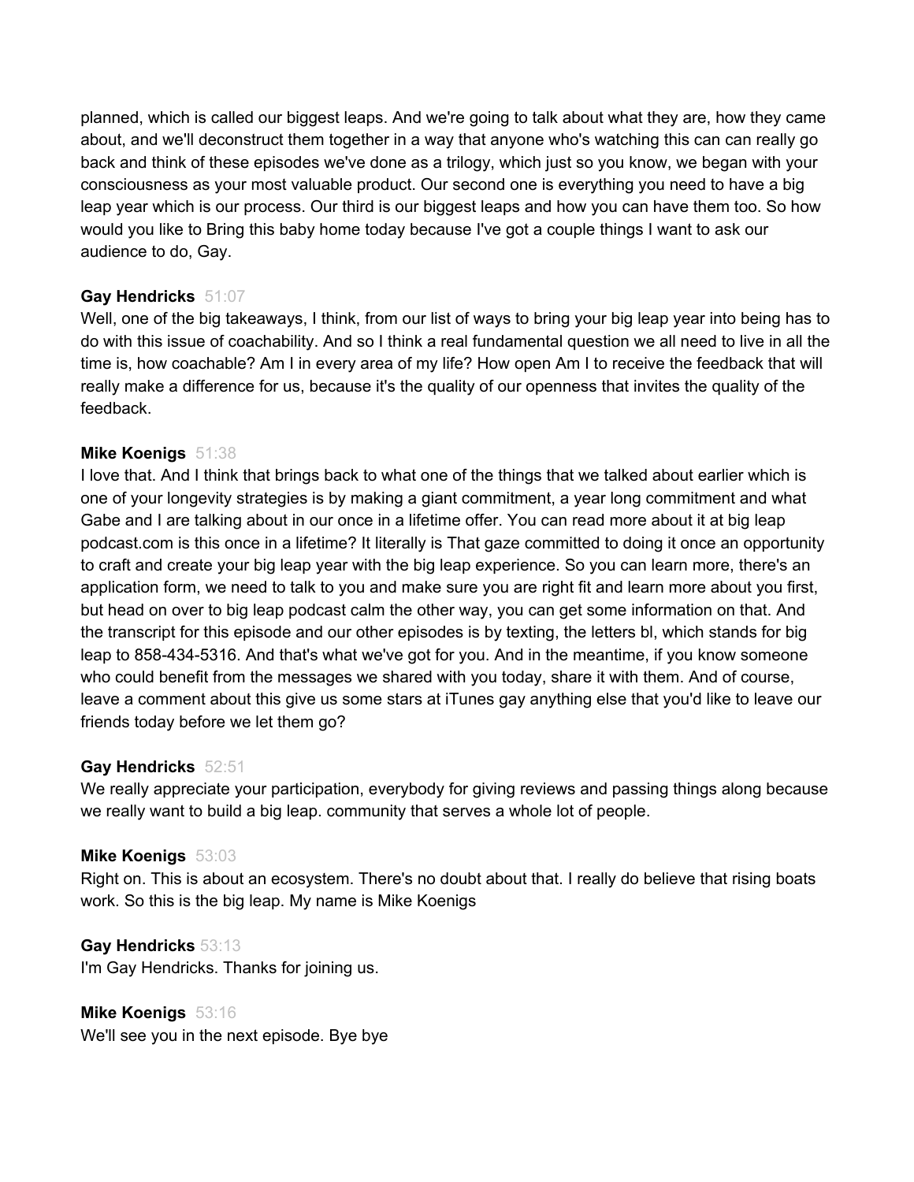planned, which is called our biggest leaps. And we're going to talk about what they are, how they came about, and we'll deconstruct them together in a way that anyone who's watching this can can really go back and think of these episodes we've done as a trilogy, which just so you know, we began with your consciousness as your most valuable product. Our second one is everything you need to have a big leap year which is our process. Our third is our biggest leaps and how you can have them too. So how would you like to Bring this baby home today because I've got a couple things I want to ask our audience to do, Gay.

**Gay Hendricks** 51:07
Well, one of the big takeaways, I think, from our list of ways to bring your big leap year into being has to do with this issue of coachability. And so I think a real fundamental question we all need to live in all the time is, how coachable? Am I in every area of my life? How open Am I to receive the feedback that will really make a difference for us, because it's the quality of our openness that invites the quality of the feedback.

**Mike Koenigs** 51:38
I love that. And I think that brings back to what one of the things that we talked about earlier which is one of your longevity strategies is by making a giant commitment, a year long commitment and what Gabe and I are talking about in our once in a lifetime offer. You can read more about it at big leap podcast.com is this once in a lifetime? It literally is That gaze committed to doing it once an opportunity to craft and create your big leap year with the big leap experience. So you can learn more, there's an application form, we need to talk to you and make sure you are right fit and learn more about you first, but head on over to big leap podcast calm the other way, you can get some information on that. And the transcript for this episode and our other episodes is by texting, the letters bl, which stands for big leap to 858-434-5316. And that's what we've got for you. And in the meantime, if you know someone who could benefit from the messages we shared with you today, share it with them. And of course, leave a comment about this give us some stars at iTunes gay anything else that you'd like to leave our friends today before we let them go?

**Gay Hendricks** 52:51
We really appreciate your participation, everybody for giving reviews and passing things along because we really want to build a big leap. community that serves a whole lot of people.

**Mike Koenigs** 53:03
Right on. This is about an ecosystem. There's no doubt about that. I really do believe that rising boats work. So this is the big leap. My name is Mike Koenigs

**Gay Hendricks** 53:13
I'm Gay Hendricks. Thanks for joining us.

**Mike Koenigs** 53:16
We'll see you in the next episode. Bye bye